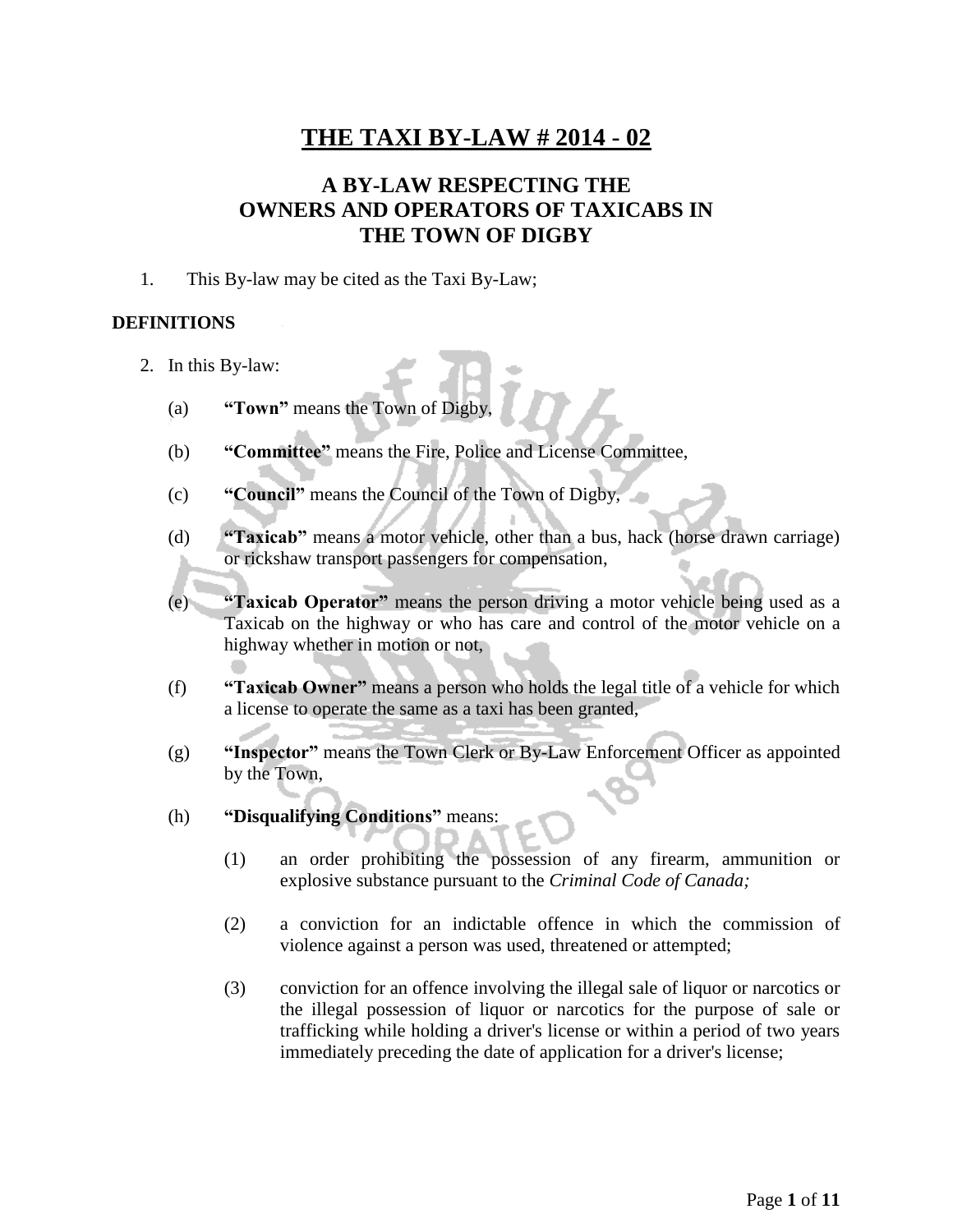# THE TAXI BY-LAW # 2014 - 02

## A BY-LAW RESPECTING THE OWNERS AND OPERATORS OF TAXICABS IN THE TOWN OF DIGBY

1. This By-law may be cited as the Taxi By-Law;

**DEFINITIONS**

2. In this By-law:

   (a) **"Town"** means the Town of Digby,

   (b) **"Committee"** means the Fire, Police and License Committee,

   (c) **"Council"** means the Council of the Town of Digby,

   (d) **"Taxicab"** means a motor vehicle, other than a bus, hack (horse drawn carriage) or rickshaw transport passengers for compensation,

   (e) **"Taxicab Operator"** means the person driving a motor vehicle being used as a Taxicab on the highway or who has care and control of the motor vehicle on a highway whether in motion or not,

   (f) **"Taxicab Owner"** means a person who holds the legal title of a vehicle for which a license to operate the same as a taxi has been granted,

   (g) **"Inspector"** means the Town Clerk or By-Law Enforcement Officer as appointed by the Town,

   (h) **"Disqualifying Conditions"** means:

      (1) an order prohibiting the possession of any firearm, ammunition or explosive substance pursuant to the *Criminal Code of Canada;*

      (2) a conviction for an indictable offence in which the commission of violence against a person was used, threatened or attempted;

      (3) conviction for an offence involving the illegal sale of liquor or narcotics or the illegal possession of liquor or narcotics for the purpose of sale or trafficking while holding a driver's license or within a period of two years immediately preceding the date of application for a driver's license;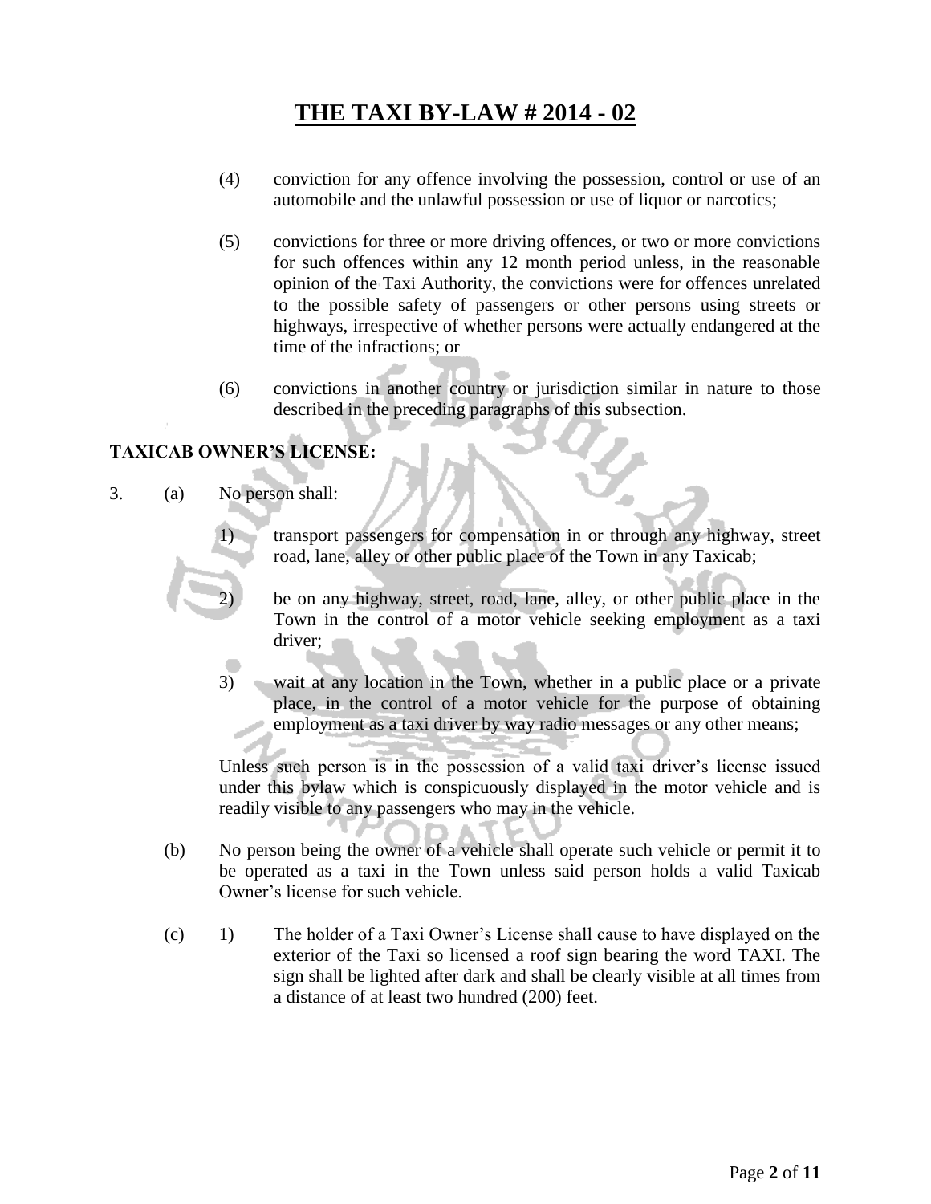(4) conviction for any offence involving the possession, control or use of an automobile and the unlawful possession or use of liquor or narcotics;

(5) convictions for three or more driving offences, or two or more convictions for such offences within any 12 month period unless, in the reasonable opinion of the Taxi Authority, the convictions were for offences unrelated to the possible safety of passengers or other persons using streets or highways, irrespective of whether persons were actually endangered at the time of the infractions; or

(6) convictions in another country or jurisdiction similar in nature to those described in the preceding paragraphs of this subsection.

**TAXICAB OWNER'S LICENSE:**

3. (a) No person shall:

   1) transport passengers for compensation in or through any highway, street road, lane, alley or other public place of the Town in any Taxicab;

   2) be on any highway, street, road, lane, alley, or other public place in the Town in the control of a motor vehicle seeking employment as a taxi driver;

   3) wait at any location in the Town, whether in a public place or a private place, in the control of a motor vehicle for the purpose of obtaining employment as a taxi driver by way radio messages or any other means;

   Unless such person is in the possession of a valid taxi driver's license issued under this bylaw which is conspicuously displayed in the motor vehicle and is readily visible to any passengers who may in the vehicle.

(b) No person being the owner of a vehicle shall operate such vehicle or permit it to be operated as a taxi in the Town unless said person holds a valid Taxicab Owner's license for such vehicle.

(c) 1) The holder of a Taxi Owner's License shall cause to have displayed on the exterior of the Taxi so licensed a roof sign bearing the word TAXI. The sign shall be lighted after dark and shall be clearly visible at all times from a distance of at least two hundred (200) feet.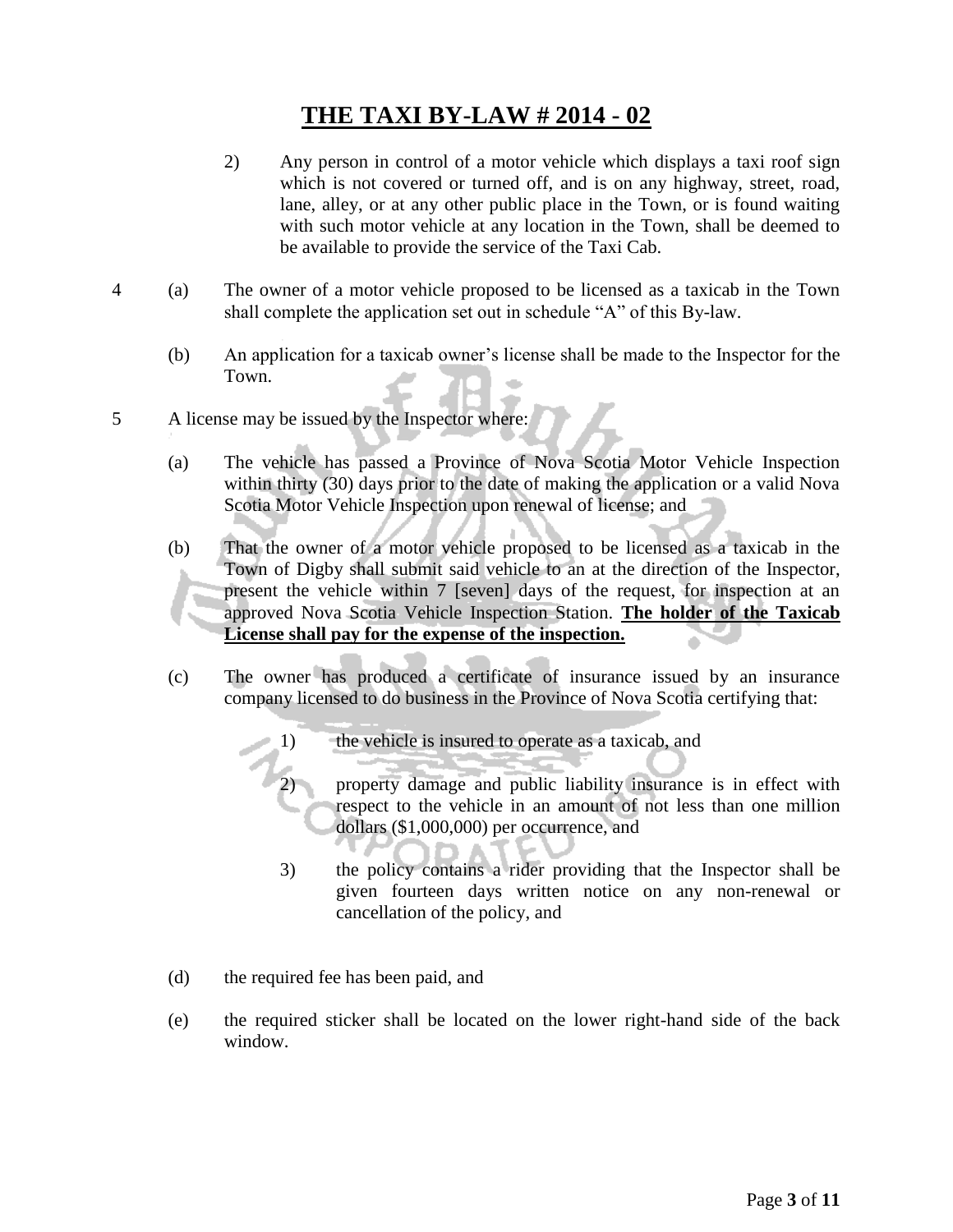2) Any person in control of a motor vehicle which displays a taxi roof sign which is not covered or turned off, and is on any highway, street, road, lane, alley, or at any other public place in the Town, or is found waiting with such motor vehicle at any location in the Town, shall be deemed to be available to provide the service of the Taxi Cab.

4 (a) The owner of a motor vehicle proposed to be licensed as a taxicab in the Town shall complete the application set out in schedule "A" of this By-law.

(b) An application for a taxicab owner's license shall be made to the Inspector for the Town.

5 A license may be issued by the Inspector where:

(a) The vehicle has passed a Province of Nova Scotia Motor Vehicle Inspection within thirty (30) days prior to the date of making the application or a valid Nova Scotia Motor Vehicle Inspection upon renewal of license; and

(b) That the owner of a motor vehicle proposed to be licensed as a taxicab in the Town of Digby shall submit said vehicle to an at the direction of the Inspector, present the vehicle within 7 [seven] days of the request, for inspection at an approved Nova Scotia Vehicle Inspection Station. **The holder of the Taxicab License shall pay for the expense of the inspection.**

(c) The owner has produced a certificate of insurance issued by an insurance company licensed to do business in the Province of Nova Scotia certifying that:

1) the vehicle is insured to operate as a taxicab, and

2) property damage and public liability insurance is in effect with respect to the vehicle in an amount of not less than one million dollars ($1,000,000) per occurrence, and

3) the policy contains a rider providing that the Inspector shall be given fourteen days written notice on any non-renewal or cancellation of the policy, and

(d) the required fee has been paid, and

(e) the required sticker shall be located on the lower right-hand side of the back window.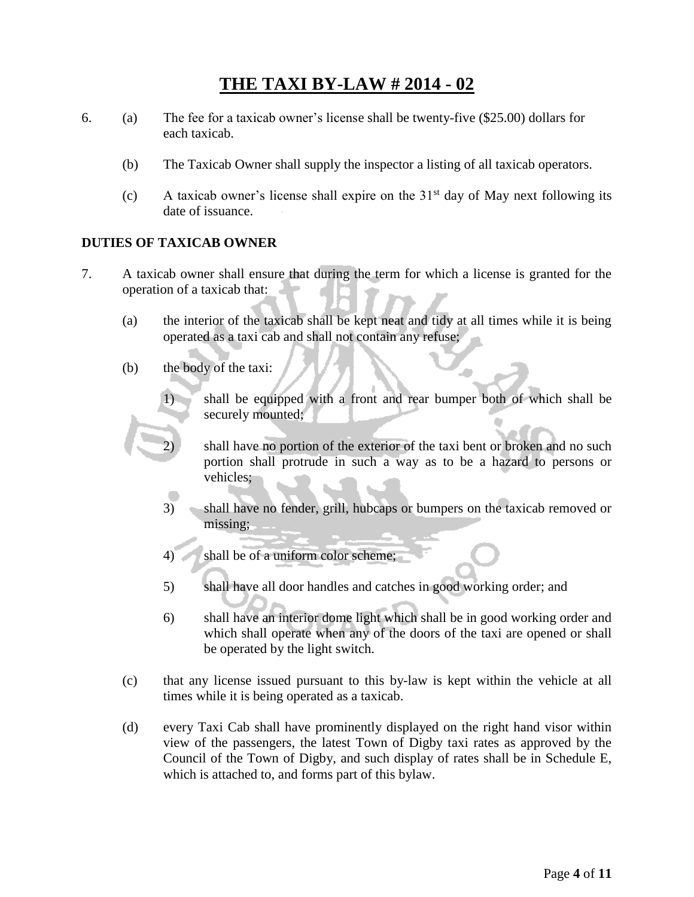# THE TAXI BY-LAW # 2014 - 02

6. (a) The fee for a taxicab owner's license shall be twenty-five ($25.00) dollars for each taxicab.

   (b) The Taxicab Owner shall supply the inspector a listing of all taxicab operators.

   (c) A taxicab owner's license shall expire on the 31st day of May next following its date of issuance.

**DUTIES OF TAXICAB OWNER**

7. A taxicab owner shall ensure that during the term for which a license is granted for the operation of a taxicab that:

   (a) the interior of the taxicab shall be kept neat and tidy at all times while it is being operated as a taxi cab and shall not contain any refuse;

   (b) the body of the taxi:

      1) shall be equipped with a front and rear bumper both of which shall be securely mounted;

      2) shall have no portion of the exterior of the taxi bent or broken and no such portion shall protrude in such a way as to be a hazard to persons or vehicles;

      3) shall have no fender, grill, hubcaps or bumpers on the taxicab removed or missing;

      4) shall be of a uniform color scheme;

      5) shall have all door handles and catches in good working order; and

      6) shall have an interior dome light which shall be in good working order and which shall operate when any of the doors of the taxi are opened or shall be operated by the light switch.

   (c) that any license issued pursuant to this by-law is kept within the vehicle at all times while it is being operated as a taxicab.

   (d) every Taxi Cab shall have prominently displayed on the right hand visor within view of the passengers, the latest Town of Digby taxi rates as approved by the Council of the Town of Digby, and such display of rates shall be in Schedule E, which is attached to, and forms part of this bylaw.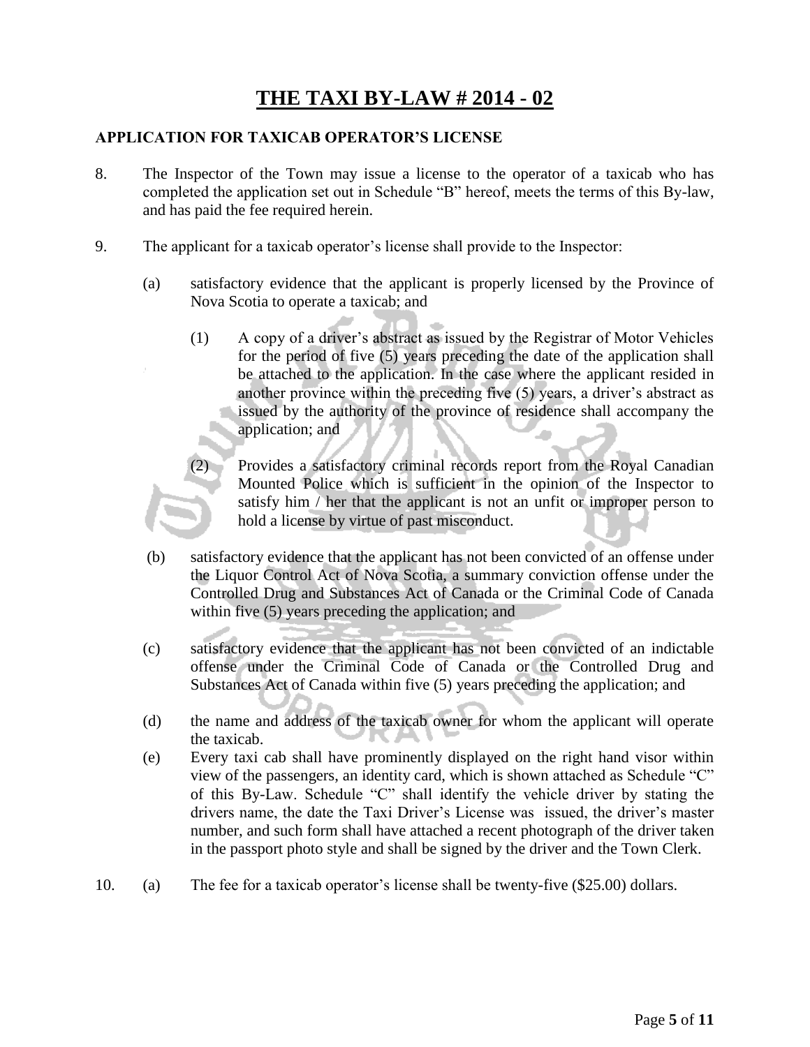# THE TAXI BY-LAW # 2014 - 02

## APPLICATION FOR TAXICAB OPERATOR'S LICENSE

8. The Inspector of the Town may issue a license to the operator of a taxicab who has completed the application set out in Schedule "B" hereof, meets the terms of this By-law, and has paid the fee required herein.

9. The applicant for a taxicab operator's license shall provide to the Inspector:

   (a) satisfactory evidence that the applicant is properly licensed by the Province of Nova Scotia to operate a taxicab; and

      (1) A copy of a driver's abstract as issued by the Registrar of Motor Vehicles for the period of five (5) years preceding the date of the application shall be attached to the application. In the case where the applicant resided in another province within the preceding five (5) years, a driver's abstract as issued by the authority of the province of residence shall accompany the application; and

      (2) Provides a satisfactory criminal records report from the Royal Canadian Mounted Police which is sufficient in the opinion of the Inspector to satisfy him / her that the applicant is not an unfit or improper person to hold a license by virtue of past misconduct.

   (b) satisfactory evidence that the applicant has not been convicted of an offense under the Liquor Control Act of Nova Scotia, a summary conviction offense under the Controlled Drug and Substances Act of Canada or the Criminal Code of Canada within five (5) years preceding the application; and

   (c) satisfactory evidence that the applicant has not been convicted of an indictable offense under the Criminal Code of Canada or the Controlled Drug and Substances Act of Canada within five (5) years preceding the application; and

   (d) the name and address of the taxicab owner for whom the applicant will operate the taxicab.

   (e) Every taxi cab shall have prominently displayed on the right hand visor within view of the passengers, an identity card, which is shown attached as Schedule "C" of this By-Law. Schedule "C" shall identify the vehicle driver by stating the drivers name, the date the Taxi Driver's License was issued, the driver's master number, and such form shall have attached a recent photograph of the driver taken in the passport photo style and shall be signed by the driver and the Town Clerk.

10. (a) The fee for a taxicab operator's license shall be twenty-five ($25.00) dollars.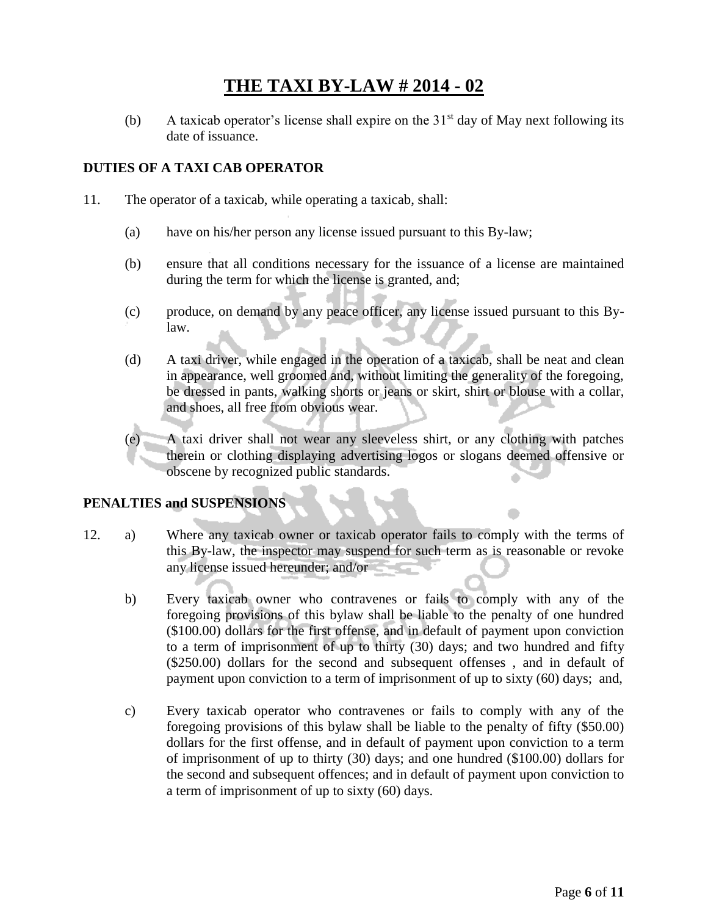# THE TAXI BY-LAW # 2014 - 02

(b) A taxicab operator's license shall expire on the 31st day of May next following its date of issuance.

**DUTIES OF A TAXI CAB OPERATOR**

11. The operator of a taxicab, while operating a taxicab, shall:

   (a) have on his/her person any license issued pursuant to this By-law;

   (b) ensure that all conditions necessary for the issuance of a license are maintained during the term for which the license is granted, and;

   (c) produce, on demand by any peace officer, any license issued pursuant to this By-law.

   (d) A taxi driver, while engaged in the operation of a taxicab, shall be neat and clean in appearance, well groomed and, without limiting the generality of the foregoing, be dressed in pants, walking shorts or jeans or skirt, shirt or blouse with a collar, and shoes, all free from obvious wear.

   (e) A taxi driver shall not wear any sleeveless shirt, or any clothing with patches therein or clothing displaying advertising logos or slogans deemed offensive or obscene by recognized public standards.

**PENALTIES and SUSPENSIONS**

12. a) Where any taxicab owner or taxicab operator fails to comply with the terms of this By-law, the inspector may suspend for such term as is reasonable or revoke any license issued hereunder; and/or

   b) Every taxicab owner who contravenes or fails to comply with any of the foregoing provisions of this bylaw shall be liable to the penalty of one hundred ($100.00) dollars for the first offense, and in default of payment upon conviction to a term of imprisonment of up to thirty (30) days; and two hundred and fifty ($250.00) dollars for the second and subsequent offenses , and in default of payment upon conviction to a term of imprisonment of up to sixty (60) days; and,

   c) Every taxicab operator who contravenes or fails to comply with any of the foregoing provisions of this bylaw shall be liable to the penalty of fifty ($50.00) dollars for the first offense, and in default of payment upon conviction to a term of imprisonment of up to thirty (30) days; and one hundred ($100.00) dollars for the second and subsequent offences; and in default of payment upon conviction to a term of imprisonment of up to sixty (60) days.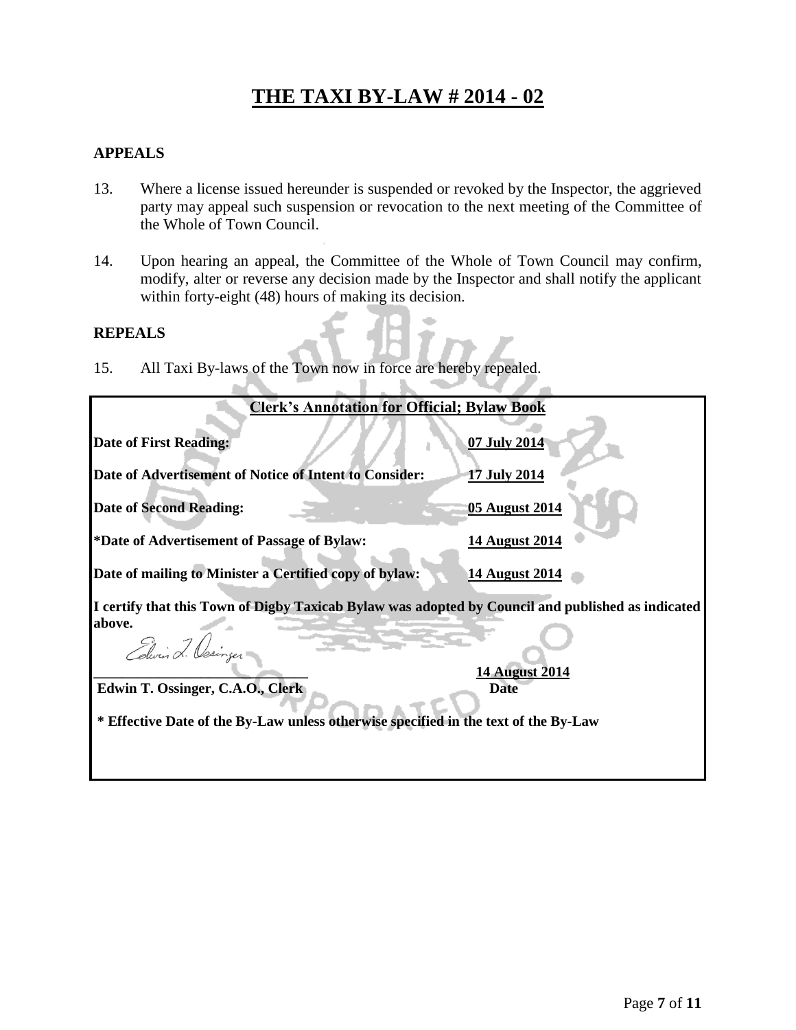# THE TAXI BY-LAW # 2014 - 02

## APPEALS

13. Where a license issued hereunder is suspended or revoked by the Inspector, the aggrieved party may appeal such suspension or revocation to the next meeting of the Committee of the Whole of Town Council.

14. Upon hearing an appeal, the Committee of the Whole of Town Council may confirm, modify, alter or reverse any decision made by the Inspector and shall notify the applicant within forty-eight (48) hours of making its decision.

## REPEALS

15. All Taxi By-laws of the Town now in force are hereby repealed.

**Clerk's Annotation for Official; Bylaw Book**

| | |
|---|---|
| **Date of First Reading:** | **07 July 2014** |
| **Date of Advertisement of Notice of Intent to Consider:** | **17 July 2014** |
| **Date of Second Reading:** | **05 August 2014** |
| **\*Date of Advertisement of Passage of Bylaw:** | **14 August 2014** |
| **Date of mailing to Minister a Certified copy of bylaw:** | **14 August 2014** |

**I certify that this Town of Digby Taxicab Bylaw was adopted by Council and published as indicated above.**

Edwin T. Ossinger

\_\_\_\_\_\_\_\_\_\_\_\_\_\_\_\_\_\_\_\_\_\_\_\_\_\_\_\_\_\_ **14 August 2014**

**Edwin T. Ossinger, C.A.O., Clerk** **Date**

**\* Effective Date of the By-Law unless otherwise specified in the text of the By-Law**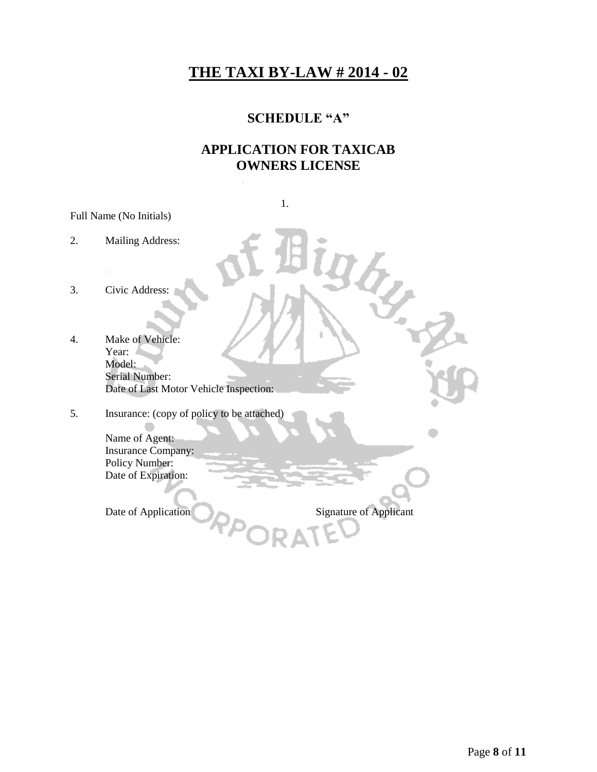# THE TAXI BY-LAW # 2014 - 02

## SCHEDULE "A"

## APPLICATION FOR TAXICAB OWNERS LICENSE

1. Full Name (No Initials)

2. Mailing Address:

3. Civic Address:

4. Make of Vehicle:
   Year:
   Model:
   Serial Number:
   Date of Last Motor Vehicle Inspection:

5. Insurance: (copy of policy to be attached)

   Name of Agent:
   Insurance Company:
   Policy Number:
   Date of Expiration:

   Date of Application                                        Signature of Applicant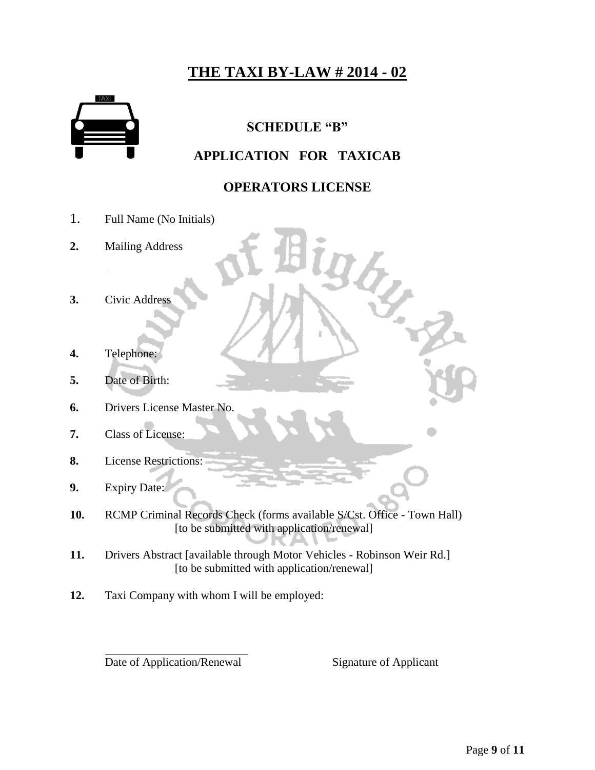# THE TAXI BY-LAW # 2014 - 02

## SCHEDULE "B"

## APPLICATION FOR TAXICAB

## OPERATORS LICENSE

1. Full Name (No Initials)
2. Mailing Address
3. Civic Address
4. Telephone:
5. Date of Birth:
6. Drivers License Master No.
7. Class of License:
8. License Restrictions:
9. Expiry Date:
10. RCMP Criminal Records Check (forms available S/Cst. Office - Town Hall) [to be submitted with application/renewal]
11. Drivers Abstract [available through Motor Vehicles - Robinson Weir Rd.] [to be submitted with application/renewal]
12. Taxi Company with whom I will be employed:

Date of Application/Renewal    Signature of Applicant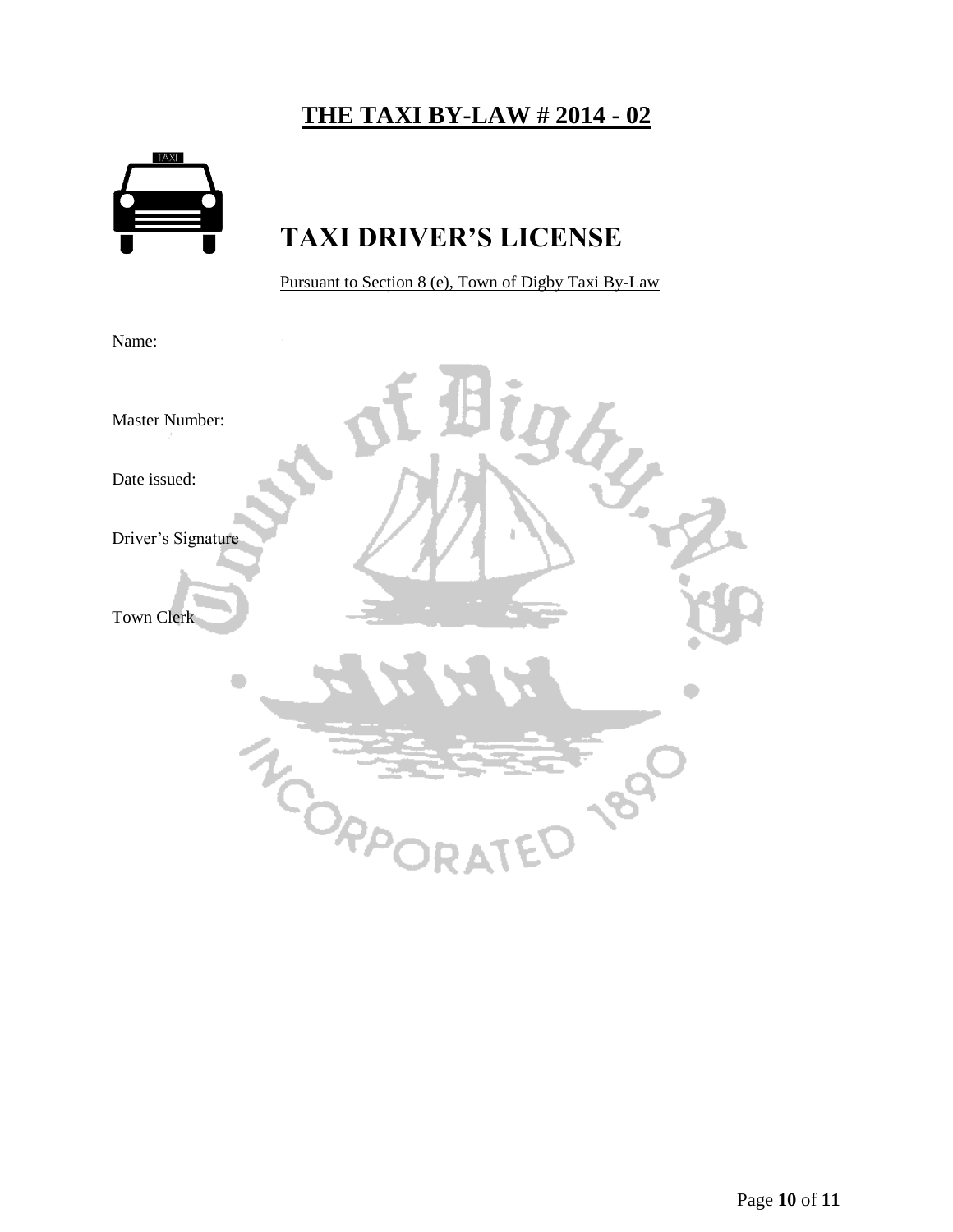# THE TAXI BY-LAW # 2014 - 02

## TAXI DRIVER'S LICENSE

Pursuant to Section 8 (e), Town of Digby Taxi By-Law

Name:

Master Number:

Date issued:

Driver's Signature

Town Clerk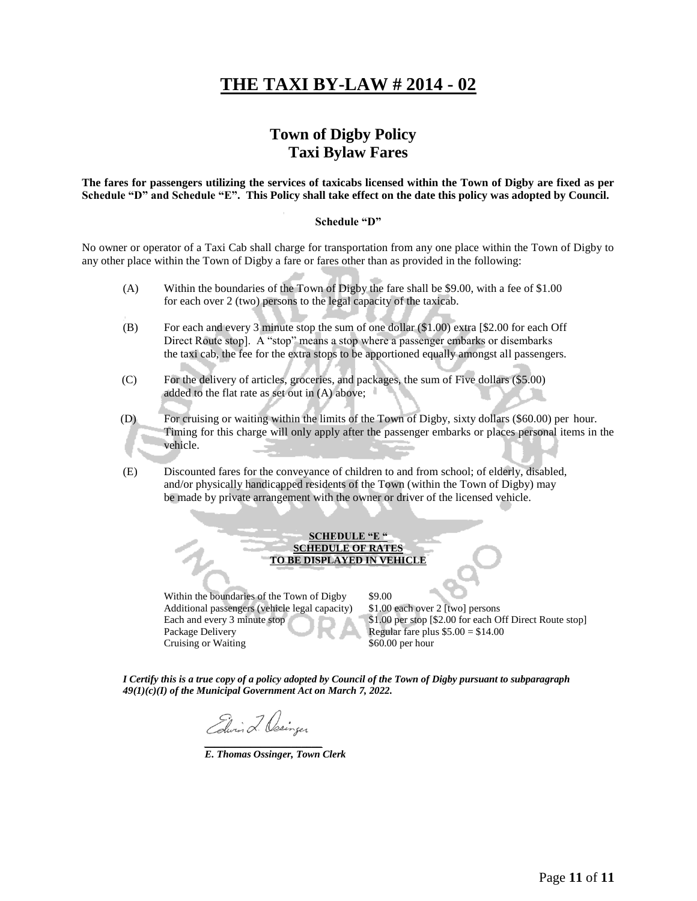# THE TAXI BY-LAW # 2014 - 02

## Town of Digby Policy
## Taxi Bylaw Fares

**The fares for passengers utilizing the services of taxicabs licensed within the Town of Digby are fixed as per Schedule "D" and Schedule "E". This Policy shall take effect on the date this policy was adopted by Council.**

**Schedule "D"**

No owner or operator of a Taxi Cab shall charge for transportation from any one place within the Town of Digby to any other place within the Town of Digby a fare or fares other than as provided in the following:

(A) Within the boundaries of the Town of Digby the fare shall be $9.00, with a fee of $1.00 for each over 2 (two) persons to the legal capacity of the taxicab.

(B) For each and every 3 minute stop the sum of one dollar ($1.00) extra [$2.00 for each Off Direct Route stop]. A "stop" means a stop where a passenger embarks or disembarks the taxi cab, the fee for the extra stops to be apportioned equally amongst all passengers.

(C) For the delivery of articles, groceries, and packages, the sum of Five dollars ($5.00) added to the flat rate as set out in (A) above;

(D) For cruising or waiting within the limits of the Town of Digby, sixty dollars ($60.00) per hour. Timing for this charge will only apply after the passenger embarks or places personal items in the vehicle.

(E) Discounted fares for the conveyance of children to and from school; of elderly, disabled, and/or physically handicapped residents of the Town (within the Town of Digby) may be made by private arrangement with the owner or driver of the licensed vehicle.

**SCHEDULE "E "**
**SCHEDULE OF RATES**
**TO BE DISPLAYED IN VEHICLE**

| | |
|---|---|
| Within the boundaries of the Town of Digby | $9.00 |
| Additional passengers (vehicle legal capacity) | $1.00 each over 2 [two] persons |
| Each and every 3 minute stop | $1.00 per stop [$2.00 for each Off Direct Route stop] |
| Package Delivery | Regular fare plus $5.00 = $14.00 |
| Cruising or Waiting | $60.00 per hour |

***I Certify this is a true copy of a policy adopted by Council of the Town of Digby pursuant to subparagraph 49(1)(c)(I) of the Municipal Government Act on March 7, 2022.***

***E. Thomas Ossinger, Town Clerk***